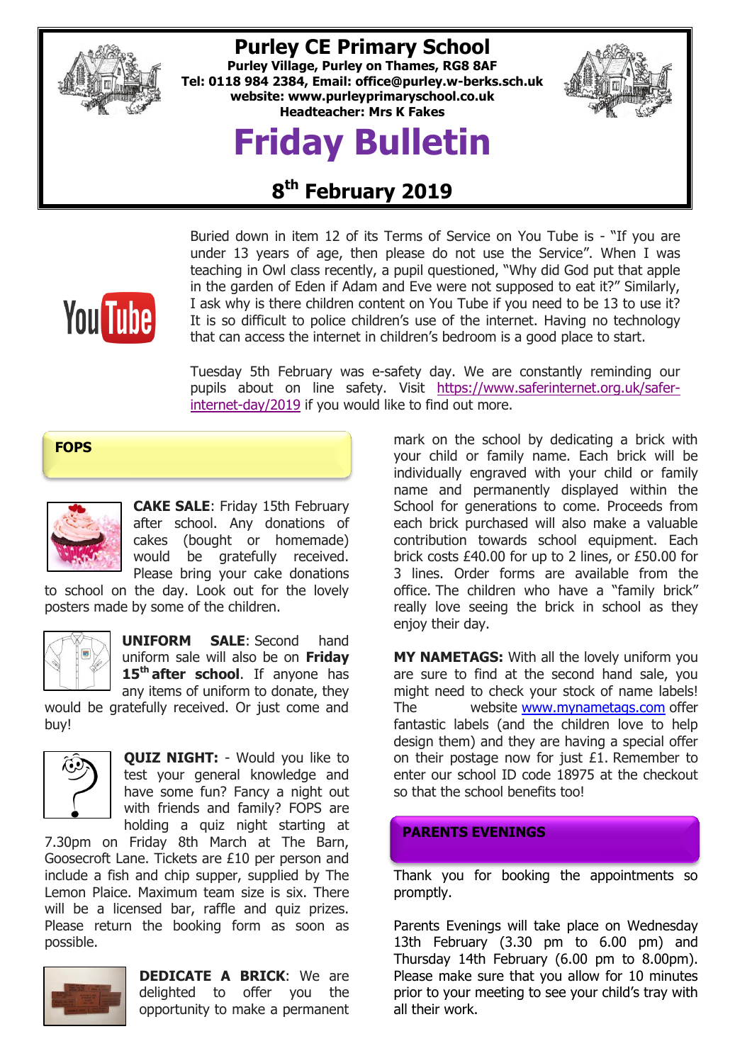# Purley CE Primary School

**Purley Village, Purley on Thames, RG8 8AF**
**Tel: 0118 984 2384, Email: office@purley.w-berks.sch.uk**
**website: www.purleyprimaryschool.co.uk**
**Headteacher: Mrs K Fakes**

# Friday Bulletin

## 8th February 2019

Buried down in item 12 of its Terms of Service on You Tube is - "If you are under 13 years of age, then please do not use the Service". When I was teaching in Owl class recently, a pupil questioned, "Why did God put that apple in the garden of Eden if Adam and Eve were not supposed to eat it?" Similarly, I ask why is there children content on You Tube if you need to be 13 to use it? It is so difficult to police children's use of the internet. Having no technology that can access the internet in children's bedroom is a good place to start.

Tuesday 5th February was e-safety day. We are constantly reminding our pupils about on line safety. Visit https://www.saferinternet.org.uk/safer-internet-day/2019 if you would like to find out more.

## FOPS

**CAKE SALE**: Friday 15th February after school. Any donations of cakes (bought or homemade) would be gratefully received. Please bring your cake donations to school on the day. Look out for the lovely posters made by some of the children.

**UNIFORM SALE**: Second hand uniform sale will also be on **Friday 15th after school**. If anyone has any items of uniform to donate, they would be gratefully received. Or just come and buy!

**QUIZ NIGHT:** - Would you like to test your general knowledge and have some fun? Fancy a night out with friends and family? FOPS are holding a quiz night starting at 7.30pm on Friday 8th March at The Barn, Goosecroft Lane. Tickets are £10 per person and include a fish and chip supper, supplied by The Lemon Plaice. Maximum team size is six. There will be a licensed bar, raffle and quiz prizes. Please return the booking form as soon as possible.

**DEDICATE A BRICK**: We are delighted to offer you the opportunity to make a permanent mark on the school by dedicating a brick with your child or family name. Each brick will be individually engraved with your child or family name and permanently displayed within the School for generations to come. Proceeds from each brick purchased will also make a valuable contribution towards school equipment. Each brick costs £40.00 for up to 2 lines, or £50.00 for 3 lines. Order forms are available from the office. The children who have a "family brick" really love seeing the brick in school as they enjoy their day.

**MY NAMETAGS:** With all the lovely uniform you are sure to find at the second hand sale, you might need to check your stock of name labels! The website www.mynametags.com offer fantastic labels (and the children love to help design them) and they are having a special offer on their postage now for just £1. Remember to enter our school ID code 18975 at the checkout so that the school benefits too!

## PARENTS EVENINGS

Thank you for booking the appointments so promptly.

Parents Evenings will take place on Wednesday 13th February (3.30 pm to 6.00 pm) and Thursday 14th February (6.00 pm to 8.00pm). Please make sure that you allow for 10 minutes prior to your meeting to see your child's tray with all their work.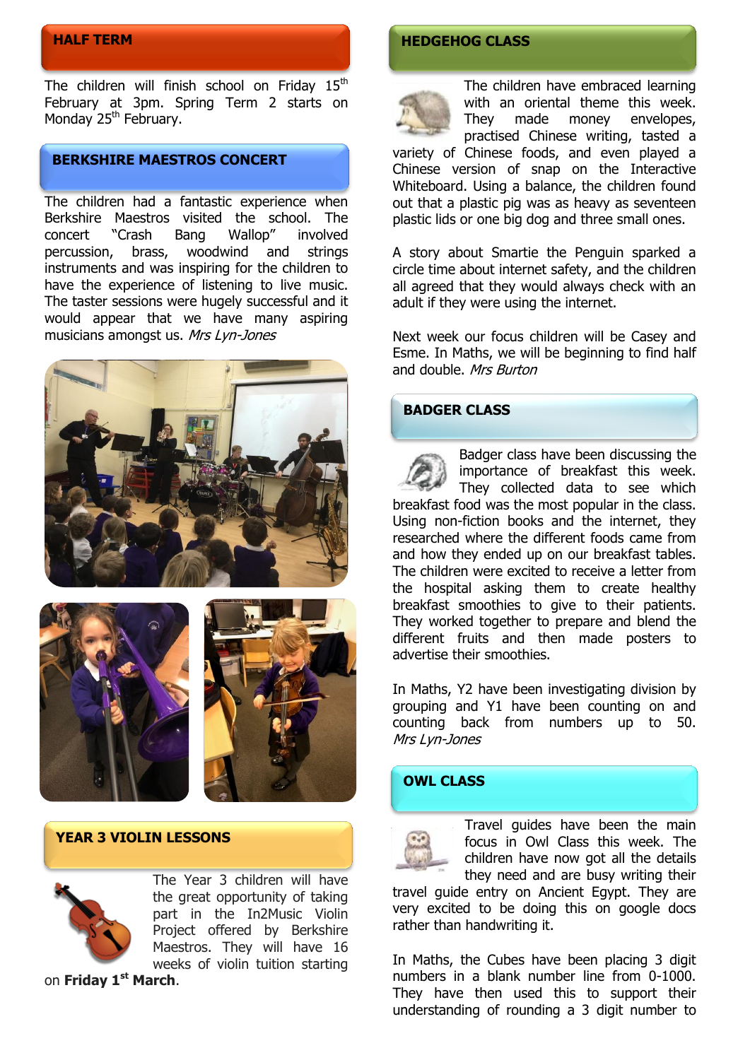## HALF TERM

The children will finish school on Friday 15th February at 3pm. Spring Term 2 starts on Monday 25th February.

## BERKSHIRE MAESTROS CONCERT

The children had a fantastic experience when Berkshire Maestros visited the school. The concert "Crash Bang Wallop" involved percussion, brass, woodwind and strings instruments and was inspiring for the children to have the experience of listening to live music. The taster sessions were hugely successful and it would appear that we have many aspiring musicians amongst us. *Mrs Lyn-Jones*

## YEAR 3 VIOLIN LESSONS

The Year 3 children will have the great opportunity of taking part in the In2Music Violin Project offered by Berkshire Maestros. They will have 16 weeks of violin tuition starting on **Friday 1st March**.

## HEDGEHOG CLASS

The children have embraced learning with an oriental theme this week. They made money envelopes, practised Chinese writing, tasted a variety of Chinese foods, and even played a Chinese version of snap on the Interactive Whiteboard. Using a balance, the children found out that a plastic pig was as heavy as seventeen plastic lids or one big dog and three small ones.

A story about Smartie the Penguin sparked a circle time about internet safety, and the children all agreed that they would always check with an adult if they were using the internet.

Next week our focus children will be Casey and Esme. In Maths, we will be beginning to find half and double. *Mrs Burton*

## BADGER CLASS

Badger class have been discussing the importance of breakfast this week. They collected data to see which breakfast food was the most popular in the class. Using non-fiction books and the internet, they researched where the different foods came from and how they ended up on our breakfast tables. The children were excited to receive a letter from the hospital asking them to create healthy breakfast smoothies to give to their patients. They worked together to prepare and blend the different fruits and then made posters to advertise their smoothies.

In Maths, Y2 have been investigating division by grouping and Y1 have been counting on and counting back from numbers up to 50. *Mrs Lyn-Jones*

## OWL CLASS

Travel guides have been the main focus in Owl Class this week. The children have now got all the details they need and are busy writing their travel guide entry on Ancient Egypt. They are very excited to be doing this on google docs rather than handwriting it.

In Maths, the Cubes have been placing 3 digit numbers in a blank number line from 0-1000. They have then used this to support their understanding of rounding a 3 digit number to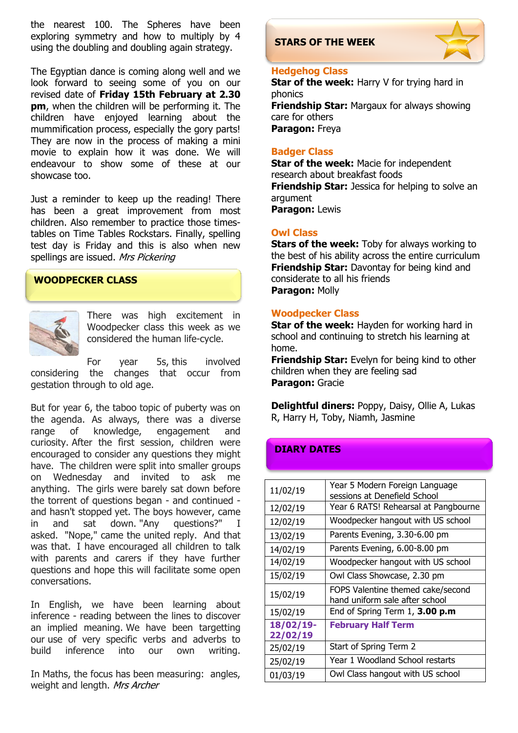the nearest 100. The Spheres have been exploring symmetry and how to multiply by 4 using the doubling and doubling again strategy.

The Egyptian dance is coming along well and we look forward to seeing some of you on our revised date of **Friday 15th February at 2.30 pm**, when the children will be performing it. The children have enjoyed learning about the mummification process, especially the gory parts! They are now in the process of making a mini movie to explain how it was done. We will endeavour to show some of these at our showcase too.

Just a reminder to keep up the reading! There has been a great improvement from most children. Also remember to practice those times-tables on Time Tables Rockstars. Finally, spelling test day is Friday and this is also when new spellings are issued. *Mrs Pickering*

## WOODPECKER CLASS

There was high excitement in Woodpecker class this week as we considered the human life-cycle.

For year 5s, this involved considering the changes that occur from gestation through to old age.

But for year 6, the taboo topic of puberty was on the agenda. As always, there was a diverse range of knowledge, engagement and curiosity. After the first session, children were encouraged to consider any questions they might have. The children were split into smaller groups on Wednesday and invited to ask me anything. The girls were barely sat down before the torrent of questions began - and continued - and hasn't stopped yet. The boys however, came in and sat down. "Any questions?" I asked. "Nope," came the united reply. And that was that. I have encouraged all children to talk with parents and carers if they have further questions and hope this will facilitate some open conversations.

In English, we have been learning about inference - reading between the lines to discover an implied meaning. We have been targetting our use of very specific verbs and adverbs to build inference into our own writing.

In Maths, the focus has been measuring: angles, weight and length. *Mrs Archer*

## STARS OF THE WEEK

### Hedgehog Class

**Star of the week:** Harry V for trying hard in phonics
**Friendship Star:** Margaux for always showing care for others
**Paragon:** Freya

### Badger Class

**Star of the week:** Macie for independent research about breakfast foods
**Friendship Star:** Jessica for helping to solve an argument
**Paragon:** Lewis

### Owl Class

**Stars of the week:** Toby for always working to the best of his ability across the entire curriculum
**Friendship Star:** Davontay for being kind and considerate to all his friends
**Paragon:** Molly

### Woodpecker Class

**Star of the week:** Hayden for working hard in school and continuing to stretch his learning at home.
**Friendship Star:** Evelyn for being kind to other children when they are feeling sad
**Paragon:** Gracie

**Delightful diners:** Poppy, Daisy, Ollie A, Lukas R, Harry H, Toby, Niamh, Jasmine

## DIARY DATES

| Date | Event |
|---|---|
| 11/02/19 | Year 5 Modern Foreign Language sessions at Denefield School |
| 12/02/19 | Year 6 RATS! Rehearsal at Pangbourne |
| 12/02/19 | Woodpecker hangout with US school |
| 13/02/19 | Parents Evening, 3.30-6.00 pm |
| 14/02/19 | Parents Evening, 6.00-8.00 pm |
| 14/02/19 | Woodpecker hangout with US school |
| 15/02/19 | Owl Class Showcase, 2.30 pm |
| 15/02/19 | FOPS Valentine themed cake/second hand uniform sale after school |
| 15/02/19 | End of Spring Term 1, **3.00 p.m** |
| **18/02/19-22/02/19** | **February Half Term** |
| 25/02/19 | Start of Spring Term 2 |
| 25/02/19 | Year 1 Woodland School restarts |
| 01/03/19 | Owl Class hangout with US school |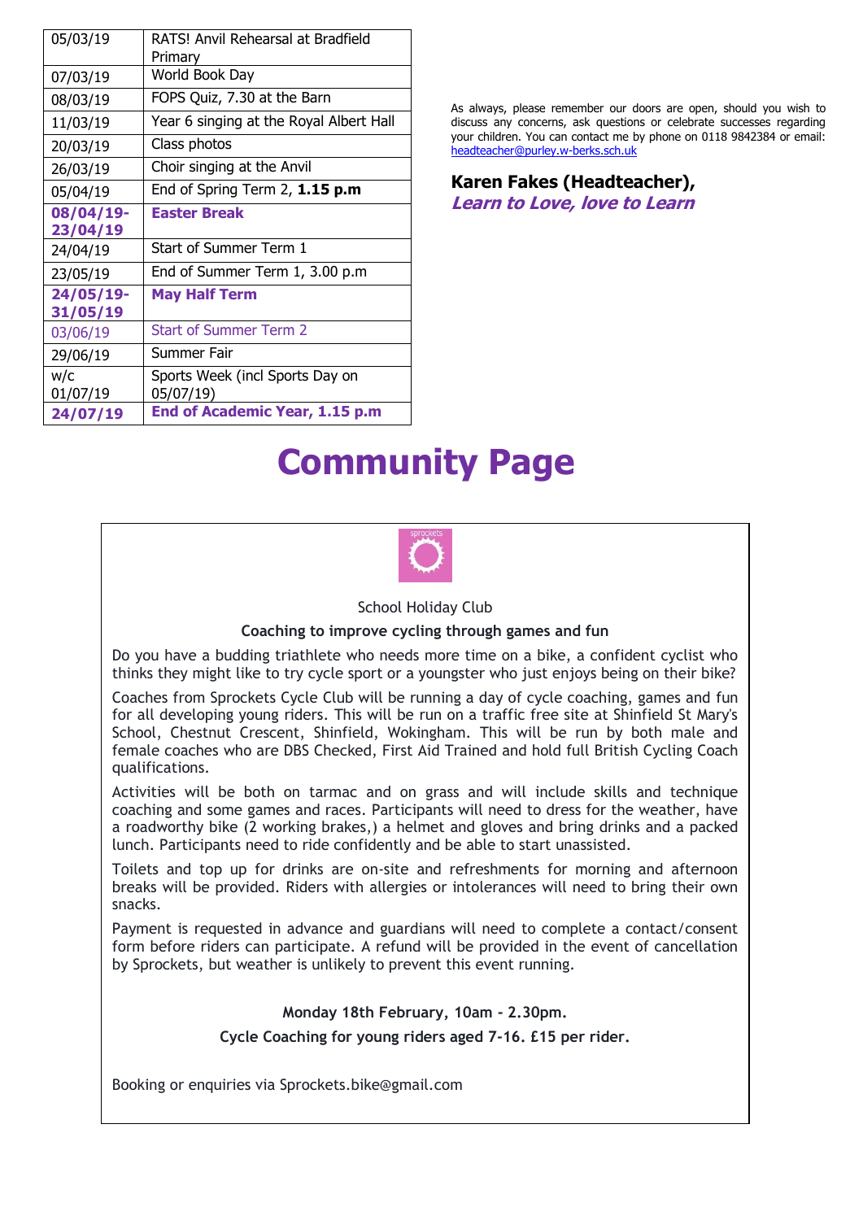| | |
|---|---|
| 05/03/19 | RATS! Anvil Rehearsal at Bradfield Primary |
| 07/03/19 | World Book Day |
| 08/03/19 | FOPS Quiz, 7.30 at the Barn |
| 11/03/19 | Year 6 singing at the Royal Albert Hall |
| 20/03/19 | Class photos |
| 26/03/19 | Choir singing at the Anvil |
| 05/04/19 | End of Spring Term 2, **1.15 p.m** |
| **08/04/19-23/04/19** | **Easter Break** |
| 24/04/19 | Start of Summer Term 1 |
| 23/05/19 | End of Summer Term 1, 3.00 p.m |
| **24/05/19-31/05/19** | **May Half Term** |
| 03/06/19 | Start of Summer Term 2 |
| 29/06/19 | Summer Fair |
| w/c 01/07/19 | Sports Week (incl Sports Day on 05/07/19) |
| **24/07/19** | **End of Academic Year, 1.15 p.m** |

As always, please remember our doors are open, should you wish to discuss any concerns, ask questions or celebrate successes regarding your children. You can contact me by phone on 0118 9842384 or email: headteacher@purley.w-berks.sch.uk

**Karen Fakes (Headteacher),**
***Learn to Love, love to Learn***

# Community Page

sprockets

School Holiday Club

**Coaching to improve cycling through games and fun**

Do you have a budding triathlete who needs more time on a bike, a confident cyclist who thinks they might like to try cycle sport or a youngster who just enjoys being on their bike?

Coaches from Sprockets Cycle Club will be running a day of cycle coaching, games and fun for all developing young riders. This will be run on a traffic free site at Shinfield St Mary's School, Chestnut Crescent, Shinfield, Wokingham. This will be run by both male and female coaches who are DBS Checked, First Aid Trained and hold full British Cycling Coach qualifications.

Activities will be both on tarmac and on grass and will include skills and technique coaching and some games and races. Participants will need to dress for the weather, have a roadworthy bike (2 working brakes,) a helmet and gloves and bring drinks and a packed lunch. Participants need to ride confidently and be able to start unassisted.

Toilets and top up for drinks are on-site and refreshments for morning and afternoon breaks will be provided. Riders with allergies or intolerances will need to bring their own snacks.

Payment is requested in advance and guardians will need to complete a contact/consent form before riders can participate. A refund will be provided in the event of cancellation by Sprockets, but weather is unlikely to prevent this event running.

**Monday 18th February, 10am - 2.30pm.**

**Cycle Coaching for young riders aged 7-16. £15 per rider.**

Booking or enquiries via Sprockets.bike@gmail.com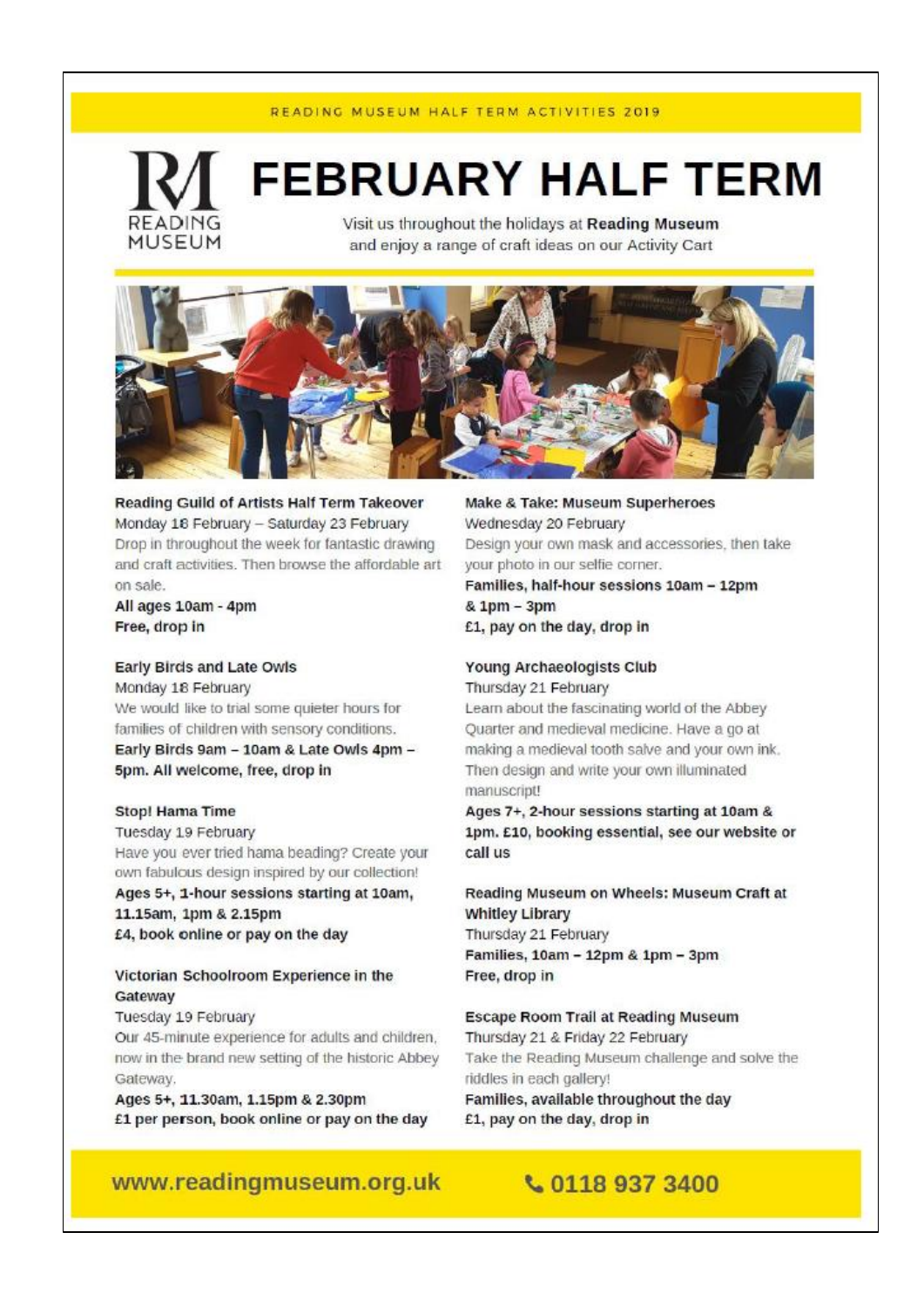READING MUSEUM HALF TERM ACTIVITIES 2019

READING MUSEUM

# FEBRUARY HALF TERM

Visit us throughout the holidays at **Reading Museum** and enjoy a range of craft ideas on our Activity Cart

### Reading Guild of Artists Half Term Takeover

Monday 18 February – Saturday 23 February

Drop in throughout the week for fantastic drawing and craft activities. Then browse the affordable art on sale.

**All ages 10am - 4pm**
**Free, drop in**

### Early Birds and Late Owls

Monday 18 February

We would like to trial some quieter hours for families of children with sensory conditions.

**Early Birds 9am – 10am & Late Owls 4pm – 5pm. All welcome, free, drop in**

### Stop! Hama Time

Tuesday 19 February

Have you ever tried hama beading? Create your own fabulous design inspired by our collection!

**Ages 5+, 1-hour sessions starting at 10am, 11.15am, 1pm & 2.15pm**
**£4, book online or pay on the day**

### Victorian Schoolroom Experience in the Gateway

Tuesday 19 February

Our 45-minute experience for adults and children, now in the brand new setting of the historic Abbey Gateway.

**Ages 5+, 11.30am, 1.15pm & 2.30pm**
**£1 per person, book online or pay on the day**

### Make & Take: Museum Superheroes

Wednesday 20 February

Design your own mask and accessories, then take your photo in our selfie corner.

**Families, half-hour sessions 10am – 12pm & 1pm – 3pm**
**£1, pay on the day, drop in**

### Young Archaeologists Club

Thursday 21 February

Learn about the fascinating world of the Abbey Quarter and medieval medicine. Have a go at making a medieval tooth salve and your own ink. Then design and write your own illuminated manuscript!

**Ages 7+, 2-hour sessions starting at 10am & 1pm. £10, booking essential, see our website or call us**

### Reading Museum on Wheels: Museum Craft at Whitley Library

Thursday 21 February

**Families, 10am – 12pm & 1pm – 3pm**
**Free, drop in**

### Escape Room Trail at Reading Museum

Thursday 21 & Friday 22 February

Take the Reading Museum challenge and solve the riddles in each gallery!

**Families, available throughout the day**
**£1, pay on the day, drop in**

**www.readingmuseum.org.uk** **0118 937 3400**